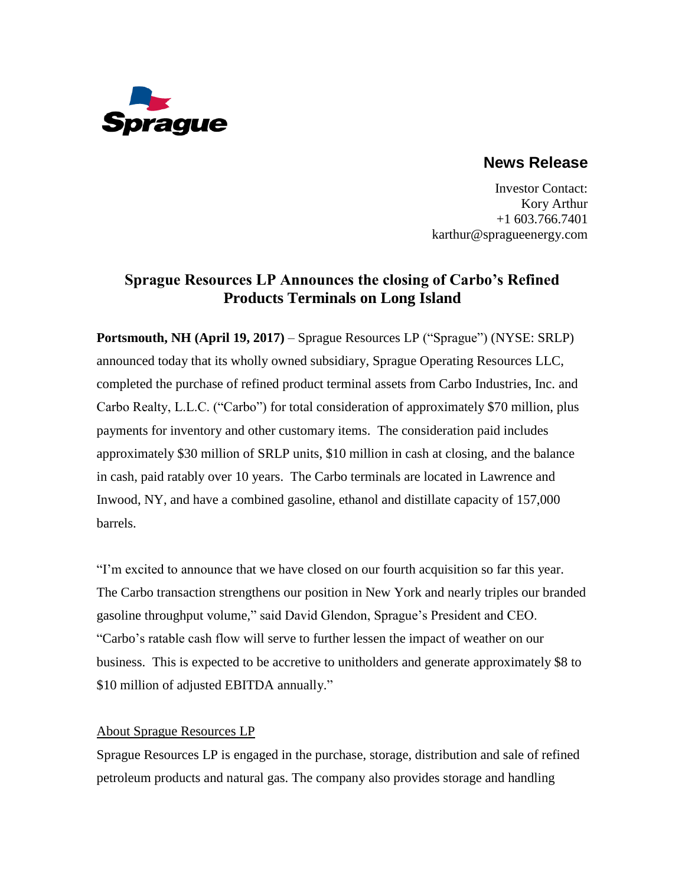Sprague

## News Release

Investor Contact:
Kory Arthur
+1 603.766.7401
karthur@spragueenergy.com

# Sprague Resources LP Announces the closing of Carbo's Refined Products Terminals on Long Island

**Portsmouth, NH (April 19, 2017)** – Sprague Resources LP ("Sprague") (NYSE: SRLP) announced today that its wholly owned subsidiary, Sprague Operating Resources LLC, completed the purchase of refined product terminal assets from Carbo Industries, Inc. and Carbo Realty, L.L.C. ("Carbo") for total consideration of approximately $70 million, plus payments for inventory and other customary items. The consideration paid includes approximately $30 million of SRLP units, $10 million in cash at closing, and the balance in cash, paid ratably over 10 years. The Carbo terminals are located in Lawrence and Inwood, NY, and have a combined gasoline, ethanol and distillate capacity of 157,000 barrels.

"I'm excited to announce that we have closed on our fourth acquisition so far this year. The Carbo transaction strengthens our position in New York and nearly triples our branded gasoline throughput volume," said David Glendon, Sprague's President and CEO. "Carbo's ratable cash flow will serve to further lessen the impact of weather on our business. This is expected to be accretive to unitholders and generate approximately $8 to $10 million of adjusted EBITDA annually."

## About Sprague Resources LP

Sprague Resources LP is engaged in the purchase, storage, distribution and sale of refined petroleum products and natural gas. The company also provides storage and handling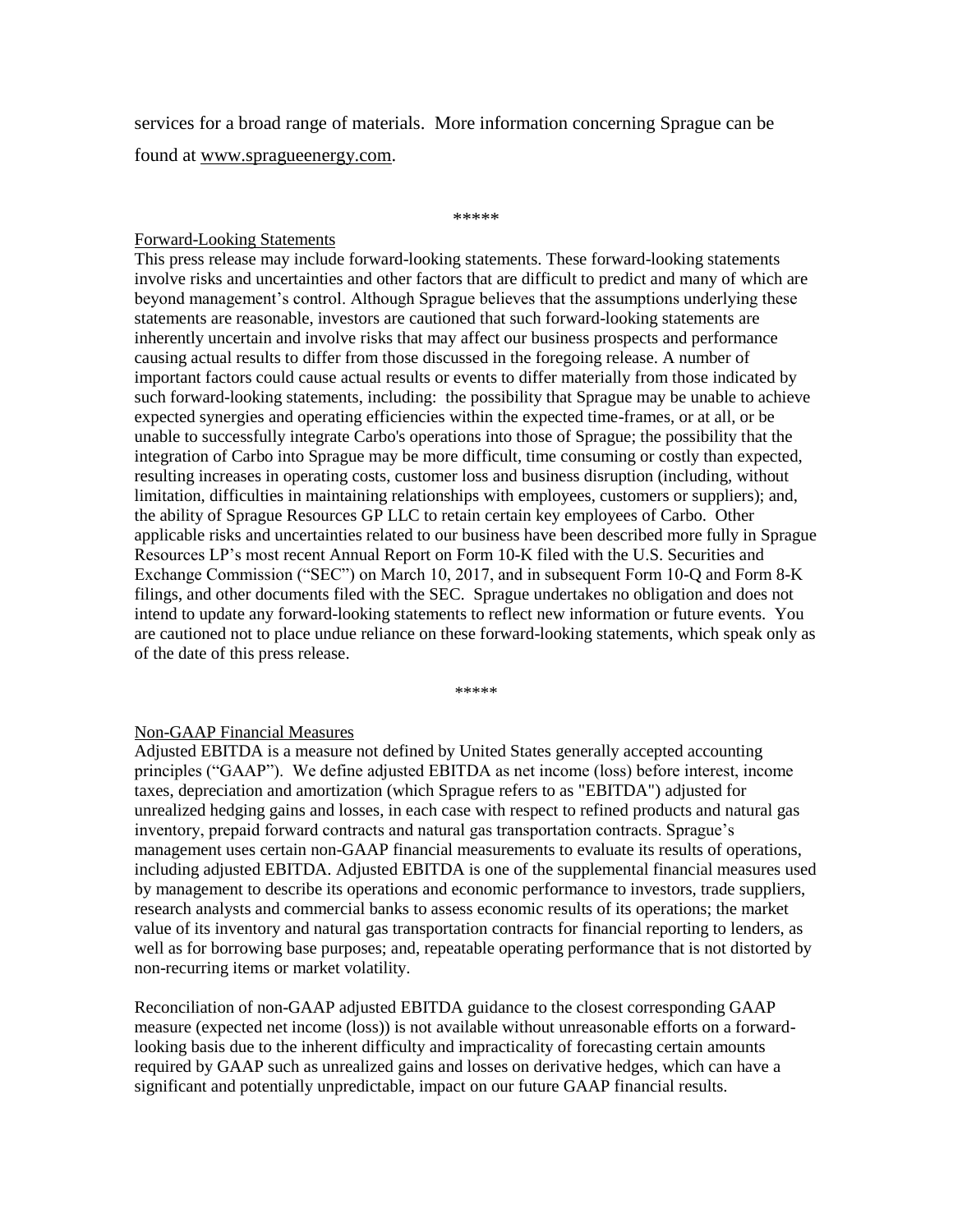services for a broad range of materials. More information concerning Sprague can be found at www.spragueenergy.com.

*****

Forward-Looking Statements

This press release may include forward-looking statements. These forward-looking statements involve risks and uncertainties and other factors that are difficult to predict and many of which are beyond management's control. Although Sprague believes that the assumptions underlying these statements are reasonable, investors are cautioned that such forward-looking statements are inherently uncertain and involve risks that may affect our business prospects and performance causing actual results to differ from those discussed in the foregoing release. A number of important factors could cause actual results or events to differ materially from those indicated by such forward-looking statements, including: the possibility that Sprague may be unable to achieve expected synergies and operating efficiencies within the expected time-frames, or at all, or be unable to successfully integrate Carbo's operations into those of Sprague; the possibility that the integration of Carbo into Sprague may be more difficult, time consuming or costly than expected, resulting increases in operating costs, customer loss and business disruption (including, without limitation, difficulties in maintaining relationships with employees, customers or suppliers); and, the ability of Sprague Resources GP LLC to retain certain key employees of Carbo. Other applicable risks and uncertainties related to our business have been described more fully in Sprague Resources LP's most recent Annual Report on Form 10-K filed with the U.S. Securities and Exchange Commission ("SEC") on March 10, 2017, and in subsequent Form 10-Q and Form 8-K filings, and other documents filed with the SEC. Sprague undertakes no obligation and does not intend to update any forward-looking statements to reflect new information or future events. You are cautioned not to place undue reliance on these forward-looking statements, which speak only as of the date of this press release.

*****

Non-GAAP Financial Measures

Adjusted EBITDA is a measure not defined by United States generally accepted accounting principles ("GAAP"). We define adjusted EBITDA as net income (loss) before interest, income taxes, depreciation and amortization (which Sprague refers to as "EBITDA") adjusted for unrealized hedging gains and losses, in each case with respect to refined products and natural gas inventory, prepaid forward contracts and natural gas transportation contracts. Sprague's management uses certain non-GAAP financial measurements to evaluate its results of operations, including adjusted EBITDA. Adjusted EBITDA is one of the supplemental financial measures used by management to describe its operations and economic performance to investors, trade suppliers, research analysts and commercial banks to assess economic results of its operations; the market value of its inventory and natural gas transportation contracts for financial reporting to lenders, as well as for borrowing base purposes; and, repeatable operating performance that is not distorted by non-recurring items or market volatility.

Reconciliation of non-GAAP adjusted EBITDA guidance to the closest corresponding GAAP measure (expected net income (loss)) is not available without unreasonable efforts on a forward-looking basis due to the inherent difficulty and impracticality of forecasting certain amounts required by GAAP such as unrealized gains and losses on derivative hedges, which can have a significant and potentially unpredictable, impact on our future GAAP financial results.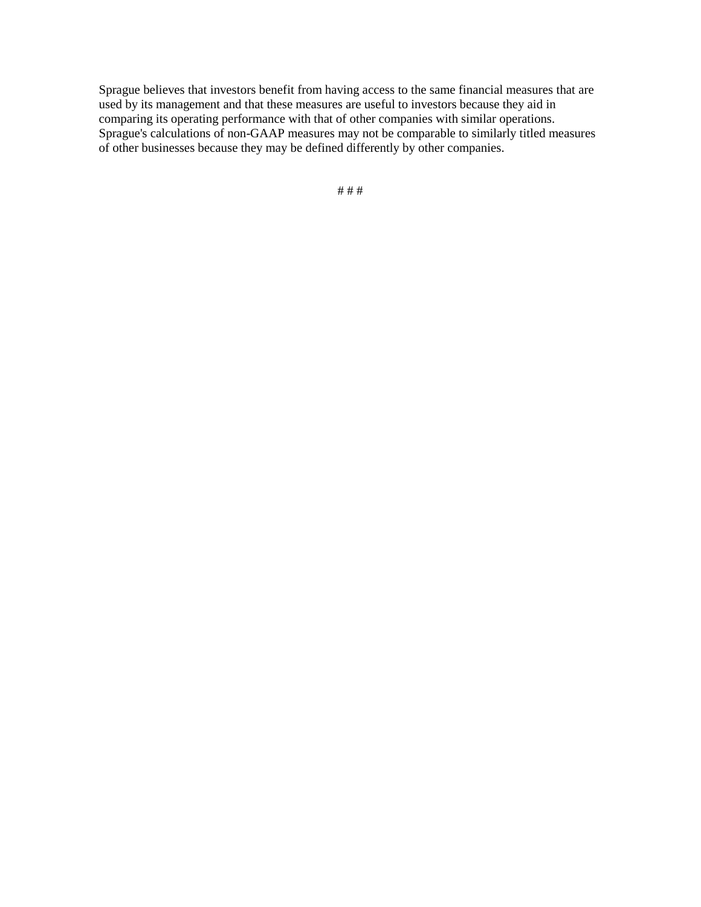Sprague believes that investors benefit from having access to the same financial measures that are used by its management and that these measures are useful to investors because they aid in comparing its operating performance with that of other companies with similar operations. Sprague's calculations of non-GAAP measures may not be comparable to similarly titled measures of other businesses because they may be defined differently by other companies.

# # #